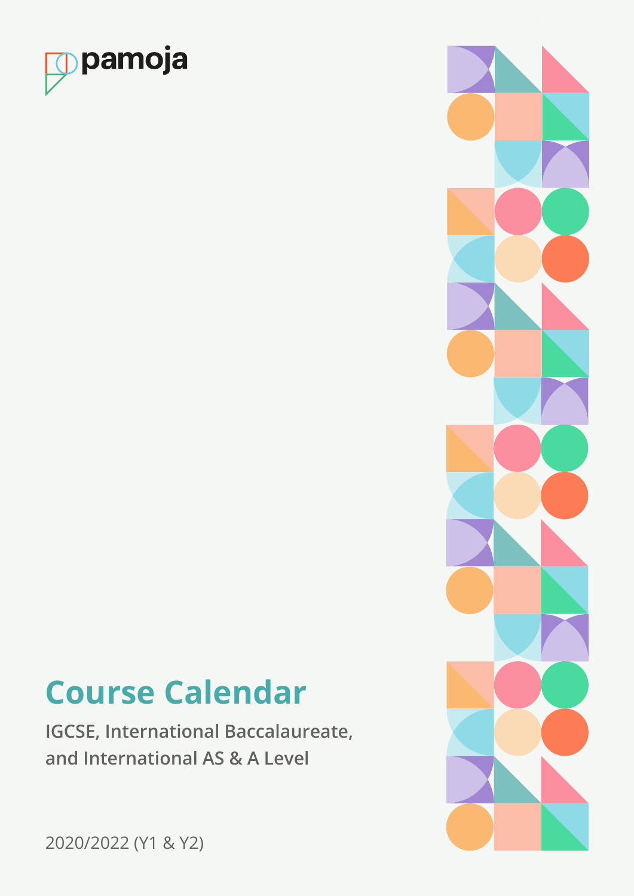pamoja

# Course Calendar

**IGCSE, International Baccalaureate, and International AS & A Level**

2020/2022 (Y1 & Y2)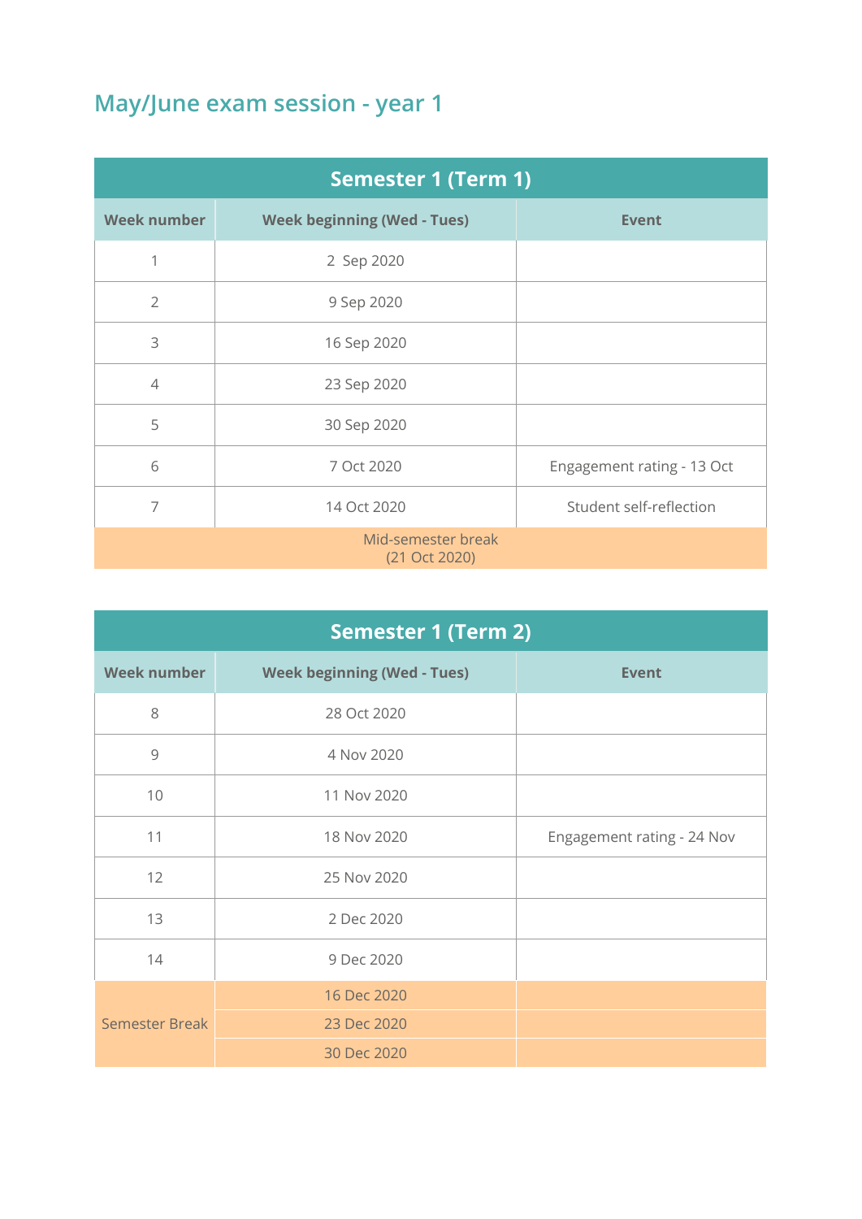## May/June exam session - year 1

| Semester 1 (Term 1) | | |
|---|---|---|
| **Week number** | **Week beginning (Wed - Tues)** | **Event** |
| 1 | 2 Sep 2020 | |
| 2 | 9 Sep 2020 | |
| 3 | 16 Sep 2020 | |
| 4 | 23 Sep 2020 | |
| 5 | 30 Sep 2020 | |
| 6 | 7 Oct 2020 | Engagement rating - 13 Oct |
| 7 | 14 Oct 2020 | Student self-reflection |
| Mid-semester break (21 Oct 2020) | | |

| Semester 1 (Term 2) | | |
|---|---|---|
| **Week number** | **Week beginning (Wed - Tues)** | **Event** |
| 8 | 28 Oct 2020 | |
| 9 | 4 Nov 2020 | |
| 10 | 11 Nov 2020 | |
| 11 | 18 Nov 2020 | Engagement rating - 24 Nov |
| 12 | 25 Nov 2020 | |
| 13 | 2 Dec 2020 | |
| 14 | 9 Dec 2020 | |
| Semester Break | 16 Dec 2020 | |
| | 23 Dec 2020 | |
| | 30 Dec 2020 | |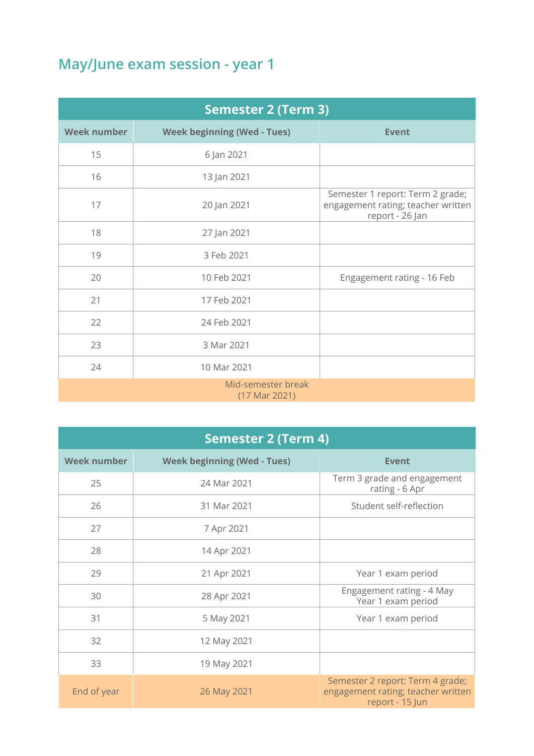## May/June exam session - year 1

| Semester 2 (Term 3) | | |
|---|---|---|
| **Week number** | **Week beginning (Wed - Tues)** | **Event** |
| 15 | 6 Jan 2021 | |
| 16 | 13 Jan 2021 | |
| 17 | 20 Jan 2021 | Semester 1 report: Term 2 grade; engagement rating; teacher written report - 26 Jan |
| 18 | 27 Jan 2021 | |
| 19 | 3 Feb 2021 | |
| 20 | 10 Feb 2021 | Engagement rating - 16 Feb |
| 21 | 17 Feb 2021 | |
| 22 | 24 Feb 2021 | |
| 23 | 3 Mar 2021 | |
| 24 | 10 Mar 2021 | |
| Mid-semester break (17 Mar 2021) | | |

| Semester 2 (Term 4) | | |
|---|---|---|
| **Week number** | **Week beginning (Wed - Tues)** | **Event** |
| 25 | 24 Mar 2021 | Term 3 grade and engagement rating - 6 Apr |
| 26 | 31 Mar 2021 | Student self-reflection |
| 27 | 7 Apr 2021 | |
| 28 | 14 Apr 2021 | |
| 29 | 21 Apr 2021 | Year 1 exam period |
| 30 | 28 Apr 2021 | Engagement rating - 4 May<br>Year 1 exam period |
| 31 | 5 May 2021 | Year 1 exam period |
| 32 | 12 May 2021 | |
| 33 | 19 May 2021 | |
| End of year | 26 May 2021 | Semester 2 report: Term 4 grade; engagement rating; teacher written report - 15 Jun |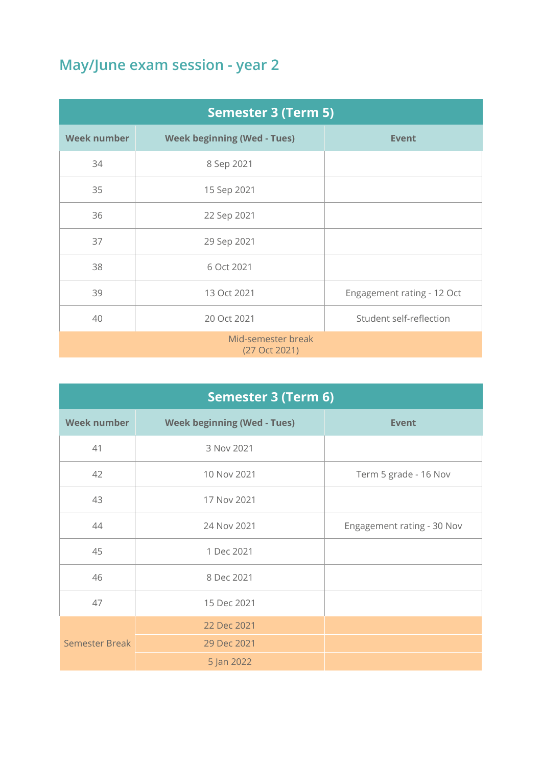## May/June exam session - year 2

| Semester 3 (Term 5) | | |
|---|---|---|
| **Week number** | **Week beginning (Wed - Tues)** | **Event** |
| 34 | 8 Sep 2021 | |
| 35 | 15 Sep 2021 | |
| 36 | 22 Sep 2021 | |
| 37 | 29 Sep 2021 | |
| 38 | 6 Oct 2021 | |
| 39 | 13 Oct 2021 | Engagement rating - 12 Oct |
| 40 | 20 Oct 2021 | Student self-reflection |
| Mid-semester break (27 Oct 2021) | | |

| Semester 3 (Term 6) | | |
|---|---|---|
| **Week number** | **Week beginning (Wed - Tues)** | **Event** |
| 41 | 3 Nov 2021 | |
| 42 | 10 Nov 2021 | Term 5 grade - 16 Nov |
| 43 | 17 Nov 2021 | |
| 44 | 24 Nov 2021 | Engagement rating - 30 Nov |
| 45 | 1 Dec 2021 | |
| 46 | 8 Dec 2021 | |
| 47 | 15 Dec 2021 | |
| Semester Break | 22 Dec 2021 | |
| | 29 Dec 2021 | |
| | 5 Jan 2022 | |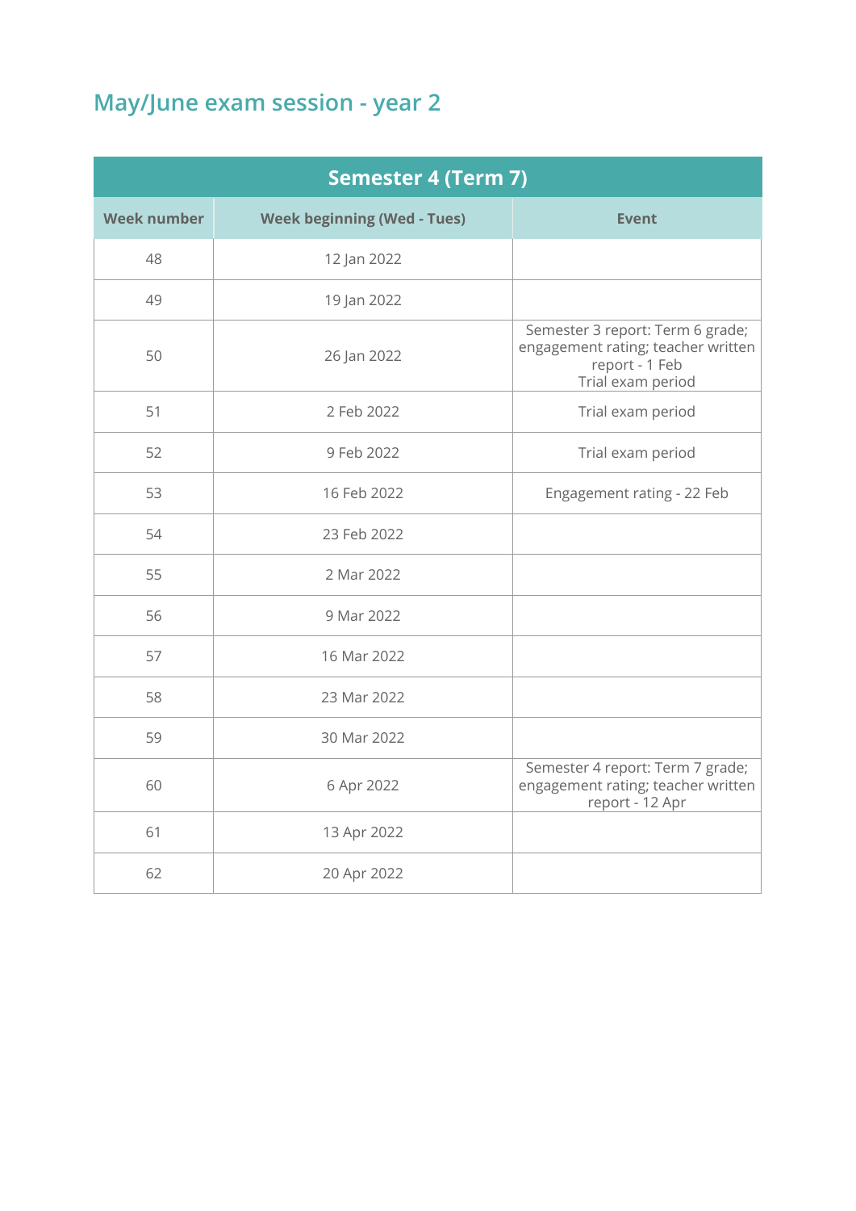## May/June exam session - year 2

| Semester 4 (Term 7) | | |
|---|---|---|
| **Week number** | **Week beginning (Wed - Tues)** | **Event** |
| 48 | 12 Jan 2022 | |
| 49 | 19 Jan 2022 | |
| 50 | 26 Jan 2022 | Semester 3 report: Term 6 grade; engagement rating; teacher written report - 1 Feb<br>Trial exam period |
| 51 | 2 Feb 2022 | Trial exam period |
| 52 | 9 Feb 2022 | Trial exam period |
| 53 | 16 Feb 2022 | Engagement rating - 22 Feb |
| 54 | 23 Feb 2022 | |
| 55 | 2 Mar 2022 | |
| 56 | 9 Mar 2022 | |
| 57 | 16 Mar 2022 | |
| 58 | 23 Mar 2022 | |
| 59 | 30 Mar 2022 | |
| 60 | 6 Apr 2022 | Semester 4 report: Term 7 grade; engagement rating; teacher written report - 12 Apr |
| 61 | 13 Apr 2022 | |
| 62 | 20 Apr 2022 | |